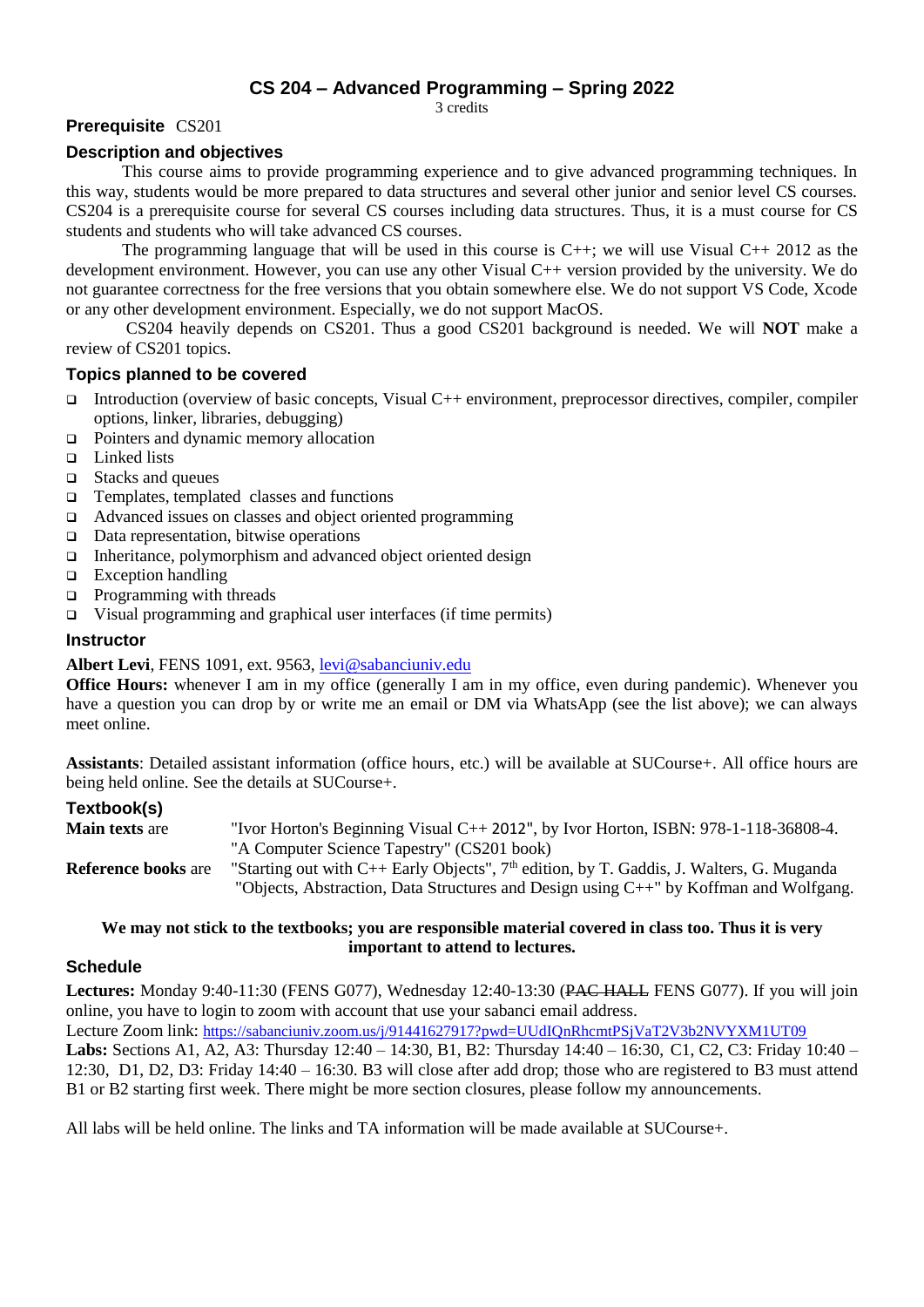# CS 204 – Advanced Programming – Spring 2022

3 credits

## Prerequisite CS201

## Description and objectives

This course aims to provide programming experience and to give advanced programming techniques. In this way, students would be more prepared to data structures and several other junior and senior level CS courses. CS204 is a prerequisite course for several CS courses including data structures. Thus, it is a must course for CS students and students who will take advanced CS courses.

The programming language that will be used in this course is C++; we will use Visual C++ 2012 as the development environment. However, you can use any other Visual C++ version provided by the university. We do not guarantee correctness for the free versions that you obtain somewhere else. We do not support VS Code, Xcode or any other development environment. Especially, we do not support MacOS.

CS204 heavily depends on CS201. Thus a good CS201 background is needed. We will **NOT** make a review of CS201 topics.

## Topics planned to be covered

- Introduction (overview of basic concepts, Visual C++ environment, preprocessor directives, compiler, compiler options, linker, libraries, debugging)
- Pointers and dynamic memory allocation
- Linked lists
- Stacks and queues
- Templates, templated classes and functions
- Advanced issues on classes and object oriented programming
- Data representation, bitwise operations
- Inheritance, polymorphism and advanced object oriented design
- Exception handling
- Programming with threads
- Visual programming and graphical user interfaces (if time permits)

## Instructor

**Albert Levi**, FENS 1091, ext. 9563, levi@sabanciuniv.edu

**Office Hours:** whenever I am in my office (generally I am in my office, even during pandemic). Whenever you have a question you can drop by or write me an email or DM via WhatsApp (see the list above); we can always meet online.

**Assistants**: Detailed assistant information (office hours, etc.) will be available at SUCourse+. All office hours are being held online. See the details at SUCourse+.

## Textbook(s)

**Main texts** are "Ivor Horton's Beginning Visual C++ 2012", by Ivor Horton, ISBN: 978-1-118-36808-4.
"A Computer Science Tapestry" (CS201 book)

**Reference books** are "Starting out with C++ Early Objects", 7th edition, by T. Gaddis, J. Walters, G. Muganda
"Objects, Abstraction, Data Structures and Design using C++" by Koffman and Wolfgang.

**We may not stick to the textbooks; you are responsible material covered in class too. Thus it is very important to attend to lectures.**

## Schedule

**Lectures:** Monday 9:40-11:30 (FENS G077), Wednesday 12:40-13:30 (~~PAC HALL~~ FENS G077). If you will join online, you have to login to zoom with account that use your sabanci email address.

Lecture Zoom link: https://sabanciuniv.zoom.us/j/91441627917?pwd=UUdIQnRhcmtPSjVaT2V3b2NVYXM1UT09

**Labs:** Sections A1, A2, A3: Thursday 12:40 – 14:30, B1, B2: Thursday 14:40 – 16:30, C1, C2, C3: Friday 10:40 – 12:30, D1, D2, D3: Friday 14:40 – 16:30. B3 will close after add drop; those who are registered to B3 must attend B1 or B2 starting first week. There might be more section closures, please follow my announcements.

All labs will be held online. The links and TA information will be made available at SUCourse+.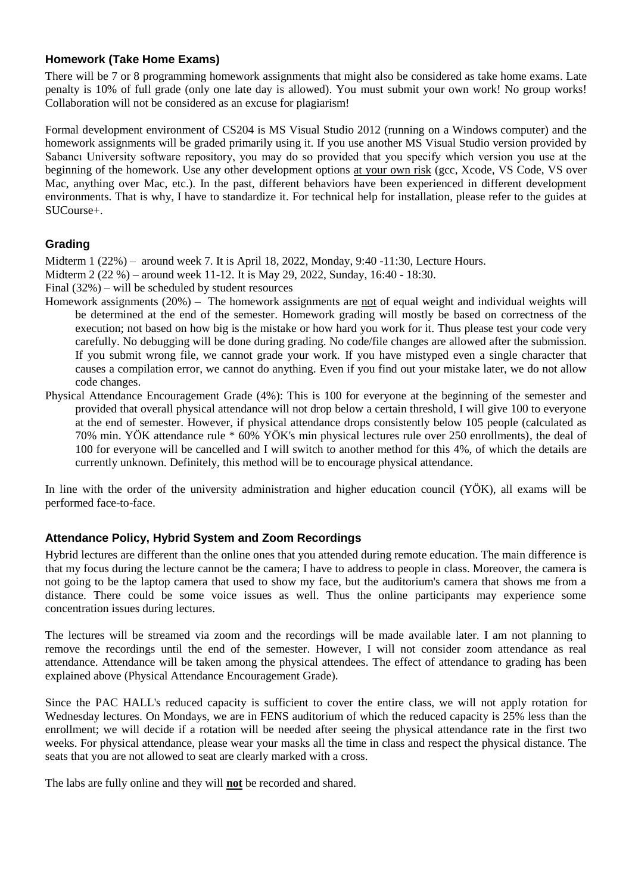### Homework (Take Home Exams)

There will be 7 or 8 programming homework assignments that might also be considered as take home exams. Late penalty is 10% of full grade (only one late day is allowed). You must submit your own work! No group works! Collaboration will not be considered as an excuse for plagiarism!

Formal development environment of CS204 is MS Visual Studio 2012 (running on a Windows computer) and the homework assignments will be graded primarily using it. If you use another MS Visual Studio version provided by Sabancı University software repository, you may do so provided that you specify which version you use at the beginning of the homework. Use any other development options at your own risk (gcc, Xcode, VS Code, VS over Mac, anything over Mac, etc.). In the past, different behaviors have been experienced in different development environments. That is why, I have to standardize it. For technical help for installation, please refer to the guides at SUCourse+.

### Grading

Midterm 1 (22%) – around week 7. It is April 18, 2022, Monday, 9:40 -11:30, Lecture Hours.

Midterm 2 (22 %) – around week 11-12. It is May 29, 2022, Sunday, 16:40 - 18:30.

Final (32%) – will be scheduled by student resources

Homework assignments (20%) – The homework assignments are not of equal weight and individual weights will be determined at the end of the semester. Homework grading will mostly be based on correctness of the execution; not based on how big is the mistake or how hard you work for it. Thus please test your code very carefully. No debugging will be done during grading. No code/file changes are allowed after the submission. If you submit wrong file, we cannot grade your work. If you have mistyped even a single character that causes a compilation error, we cannot do anything. Even if you find out your mistake later, we do not allow code changes.

Physical Attendance Encouragement Grade (4%): This is 100 for everyone at the beginning of the semester and provided that overall physical attendance will not drop below a certain threshold, I will give 100 to everyone at the end of semester. However, if physical attendance drops consistently below 105 people (calculated as 70% min. YÖK attendance rule * 60% YÖK's min physical lectures rule over 250 enrollments), the deal of 100 for everyone will be cancelled and I will switch to another method for this 4%, of which the details are currently unknown. Definitely, this method will be to encourage physical attendance.

In line with the order of the university administration and higher education council (YÖK), all exams will be performed face-to-face.

### Attendance Policy, Hybrid System and Zoom Recordings

Hybrid lectures are different than the online ones that you attended during remote education. The main difference is that my focus during the lecture cannot be the camera; I have to address to people in class. Moreover, the camera is not going to be the laptop camera that used to show my face, but the auditorium's camera that shows me from a distance. There could be some voice issues as well. Thus the online participants may experience some concentration issues during lectures.

The lectures will be streamed via zoom and the recordings will be made available later. I am not planning to remove the recordings until the end of the semester. However, I will not consider zoom attendance as real attendance. Attendance will be taken among the physical attendees. The effect of attendance to grading has been explained above (Physical Attendance Encouragement Grade).

Since the PAC HALL's reduced capacity is sufficient to cover the entire class, we will not apply rotation for Wednesday lectures. On Mondays, we are in FENS auditorium of which the reduced capacity is 25% less than the enrollment; we will decide if a rotation will be needed after seeing the physical attendance rate in the first two weeks. For physical attendance, please wear your masks all the time in class and respect the physical distance. The seats that you are not allowed to seat are clearly marked with a cross.

The labs are fully online and they will **not** be recorded and shared.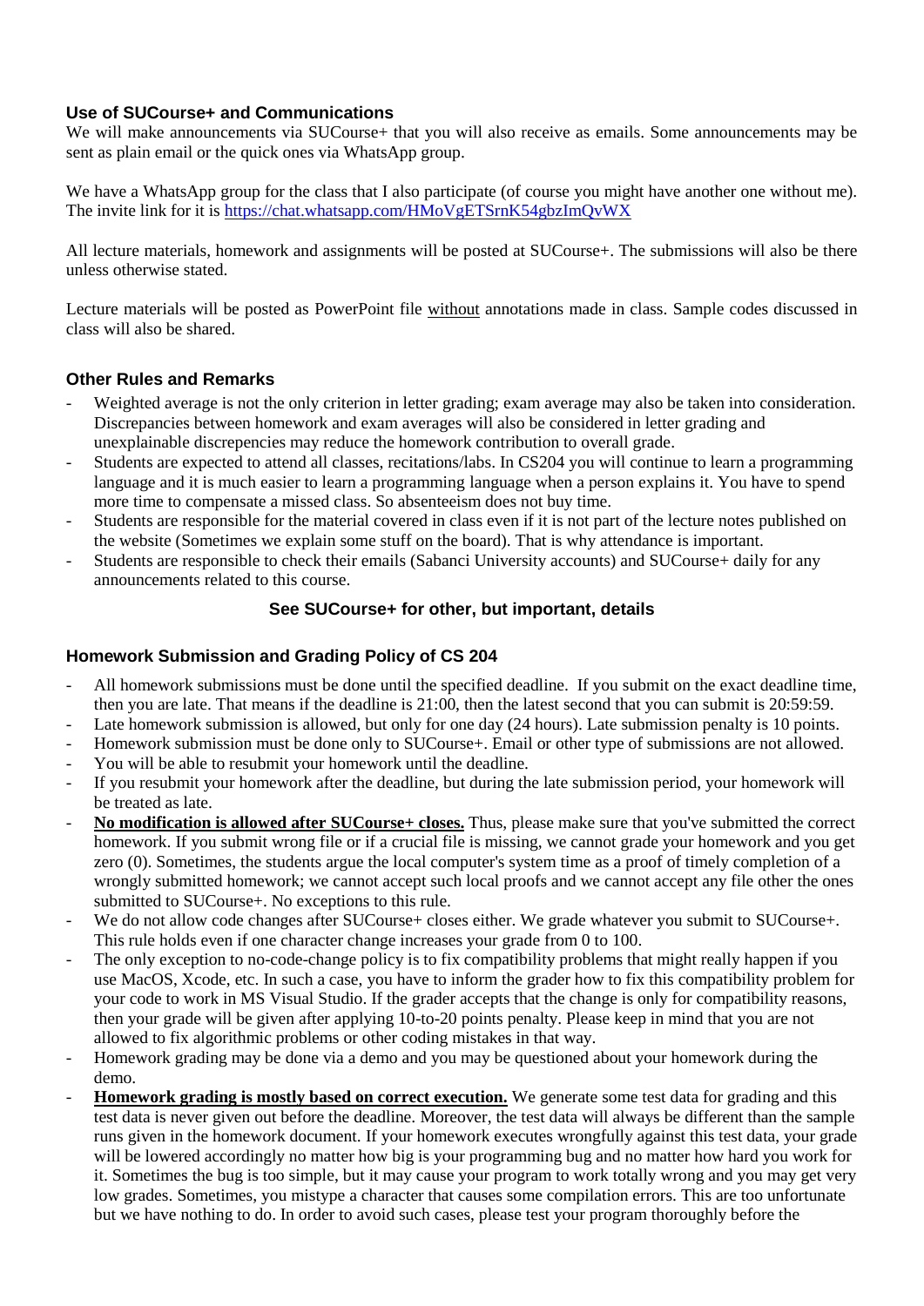### Use of SUCourse+ and Communications

We will make announcements via SUCourse+ that you will also receive as emails. Some announcements may be sent as plain email or the quick ones via WhatsApp group.

We have a WhatsApp group for the class that I also participate (of course you might have another one without me). The invite link for it is https://chat.whatsapp.com/HMoVgETSrnK54gbzImQvWX

All lecture materials, homework and assignments will be posted at SUCourse+. The submissions will also be there unless otherwise stated.

Lecture materials will be posted as PowerPoint file <u>without</u> annotations made in class. Sample codes discussed in class will also be shared.

### Other Rules and Remarks

- Weighted average is not the only criterion in letter grading; exam average may also be taken into consideration. Discrepancies between homework and exam averages will also be considered in letter grading and unexplainable discrepencies may reduce the homework contribution to overall grade.
- Students are expected to attend all classes, recitations/labs. In CS204 you will continue to learn a programming language and it is much easier to learn a programming language when a person explains it. You have to spend more time to compensate a missed class. So absenteeism does not buy time.
- Students are responsible for the material covered in class even if it is not part of the lecture notes published on the website (Sometimes we explain some stuff on the board). That is why attendance is important.
- Students are responsible to check their emails (Sabanci University accounts) and SUCourse+ daily for any announcements related to this course.

**See SUCourse+ for other, but important, details**

### Homework Submission and Grading Policy of CS 204

- All homework submissions must be done until the specified deadline. If you submit on the exact deadline time, then you are late. That means if the deadline is 21:00, then the latest second that you can submit is 20:59:59.
- Late homework submission is allowed, but only for one day (24 hours). Late submission penalty is 10 points.
- Homework submission must be done only to SUCourse+. Email or other type of submissions are not allowed.
- You will be able to resubmit your homework until the deadline.
- If you resubmit your homework after the deadline, but during the late submission period, your homework will be treated as late.
- <u>**No modification is allowed after SUCourse+ closes.**</u> Thus, please make sure that you've submitted the correct homework. If you submit wrong file or if a crucial file is missing, we cannot grade your homework and you get zero (0). Sometimes, the students argue the local computer's system time as a proof of timely completion of a wrongly submitted homework; we cannot accept such local proofs and we cannot accept any file other the ones submitted to SUCourse+. No exceptions to this rule.
- We do not allow code changes after SUCourse+ closes either. We grade whatever you submit to SUCourse+. This rule holds even if one character change increases your grade from 0 to 100.
- The only exception to no-code-change policy is to fix compatibility problems that might really happen if you use MacOS, Xcode, etc. In such a case, you have to inform the grader how to fix this compatibility problem for your code to work in MS Visual Studio. If the grader accepts that the change is only for compatibility reasons, then your grade will be given after applying 10-to-20 points penalty. Please keep in mind that you are not allowed to fix algorithmic problems or other coding mistakes in that way.
- Homework grading may be done via a demo and you may be questioned about your homework during the demo.
- <u>**Homework grading is mostly based on correct execution.**</u> We generate some test data for grading and this test data is never given out before the deadline. Moreover, the test data will always be different than the sample runs given in the homework document. If your homework executes wrongfully against this test data, your grade will be lowered accordingly no matter how big is your programming bug and no matter how hard you work for it. Sometimes the bug is too simple, but it may cause your program to work totally wrong and you may get very low grades. Sometimes, you mistype a character that causes some compilation errors. This are too unfortunate but we have nothing to do. In order to avoid such cases, please test your program thoroughly before the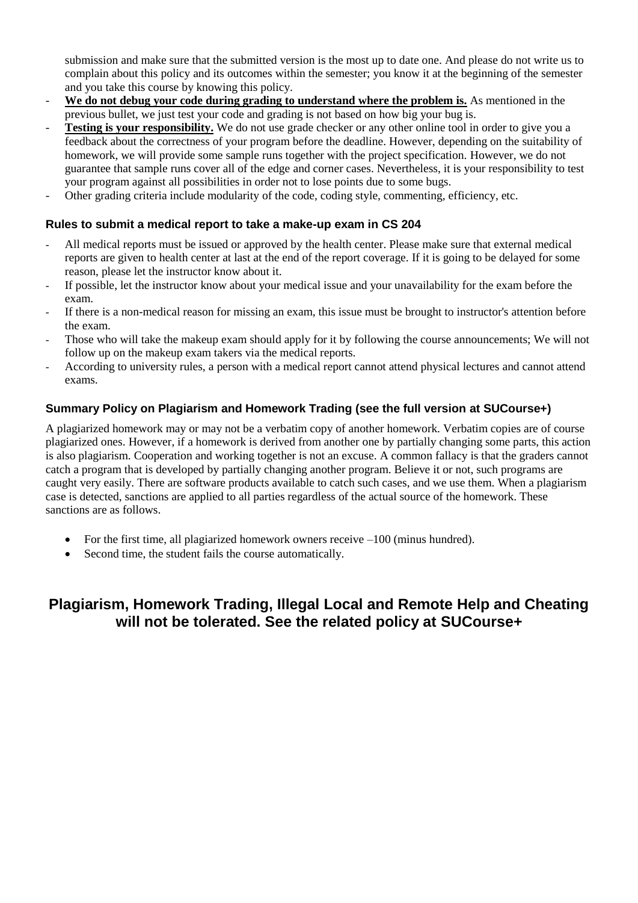submission and make sure that the submitted version is the most up to date one. And please do not write us to complain about this policy and its outcomes within the semester; you know it at the beginning of the semester and you take this course by knowing this policy.

- **We do not debug your code during grading to understand where the problem is.** As mentioned in the previous bullet, we just test your code and grading is not based on how big your bug is.
- **Testing is your responsibility.** We do not use grade checker or any other online tool in order to give you a feedback about the correctness of your program before the deadline. However, depending on the suitability of homework, we will provide some sample runs together with the project specification. However, we do not guarantee that sample runs cover all of the edge and corner cases. Nevertheless, it is your responsibility to test your program against all possibilities in order not to lose points due to some bugs.
- Other grading criteria include modularity of the code, coding style, commenting, efficiency, etc.

### Rules to submit a medical report to take a make-up exam in CS 204

- All medical reports must be issued or approved by the health center. Please make sure that external medical reports are given to health center at last at the end of the report coverage. If it is going to be delayed for some reason, please let the instructor know about it.
- If possible, let the instructor know about your medical issue and your unavailability for the exam before the exam.
- If there is a non-medical reason for missing an exam, this issue must be brought to instructor's attention before the exam.
- Those who will take the makeup exam should apply for it by following the course announcements; We will not follow up on the makeup exam takers via the medical reports.
- According to university rules, a person with a medical report cannot attend physical lectures and cannot attend exams.

### Summary Policy on Plagiarism and Homework Trading (see the full version at SUCourse+)

A plagiarized homework may or may not be a verbatim copy of another homework. Verbatim copies are of course plagiarized ones. However, if a homework is derived from another one by partially changing some parts, this action is also plagiarism. Cooperation and working together is not an excuse. A common fallacy is that the graders cannot catch a program that is developed by partially changing another program. Believe it or not, such programs are caught very easily. There are software products available to catch such cases, and we use them. When a plagiarism case is detected, sanctions are applied to all parties regardless of the actual source of the homework. These sanctions are as follows.

- For the first time, all plagiarized homework owners receive –100 (minus hundred).
- Second time, the student fails the course automatically.

## Plagiarism, Homework Trading, Illegal Local and Remote Help and Cheating will not be tolerated. See the related policy at SUCourse+